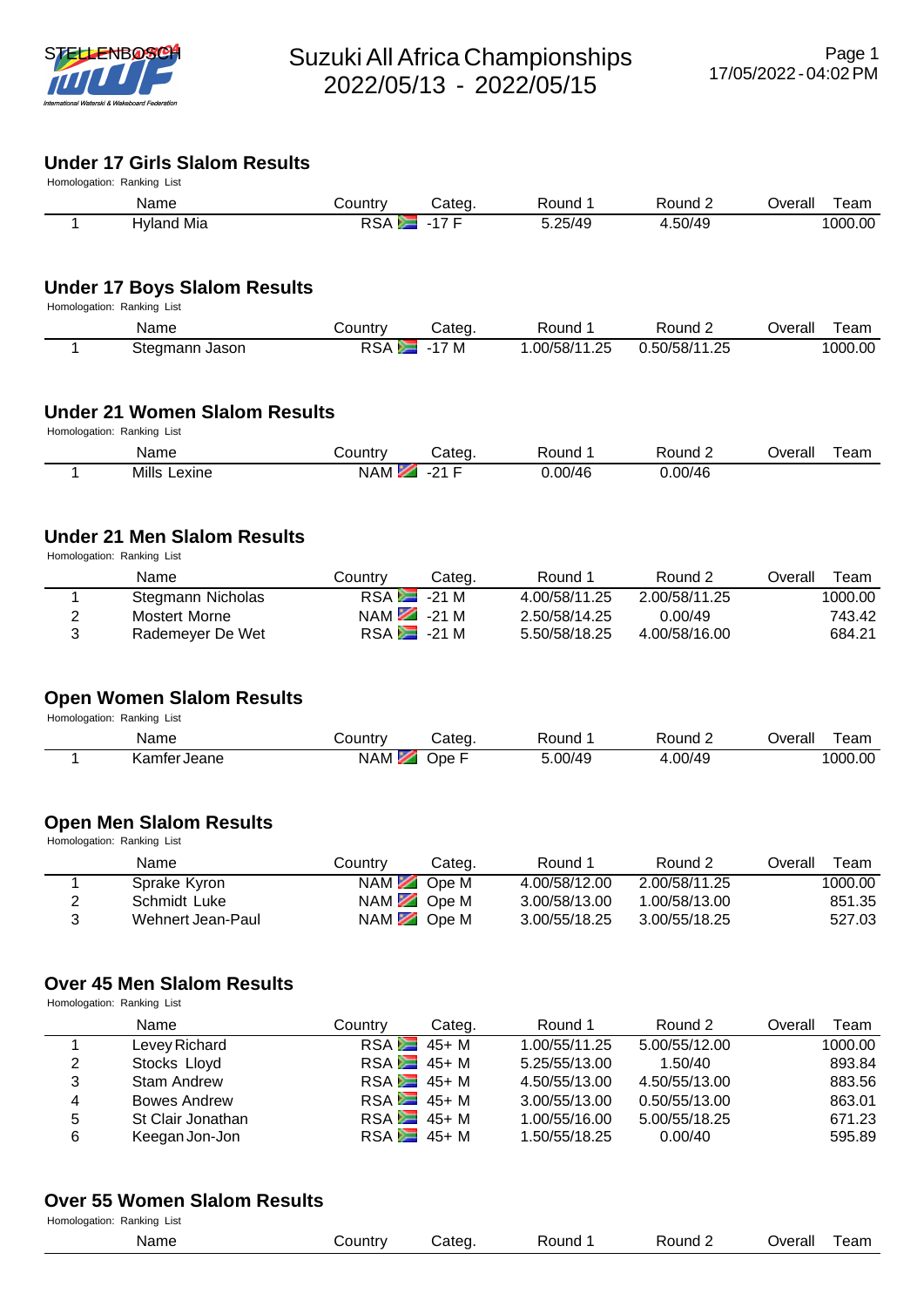# Suzuki All Africa Championships 2022/05/13 - 2022/05/15

## Under 17 Girls Slalom Results

Homologation: Ranking List

| | Name | Country | Categ. | Round 1 | Round 2 | Overall | Team |
|---|---|---|---|---|---|---|---|
| 1 | Hyland Mia | RSA | -17 F | 5.25/49 | 4.50/49 | | 1000.00 |

## Under 17 Boys Slalom Results

Homologation: Ranking List

| | Name | Country | Categ. | Round 1 | Round 2 | Overall | Team |
|---|---|---|---|---|---|---|---|
| 1 | Stegmann Jason | RSA | -17 M | 1.00/58/11.25 | 0.50/58/11.25 | | 1000.00 |

## Under 21 Women Slalom Results

Homologation: Ranking List

| | Name | Country | Categ. | Round 1 | Round 2 | Overall | Team |
|---|---|---|---|---|---|---|---|
| 1 | Mills Lexine | NAM | -21 F | 0.00/46 | 0.00/46 | | |

## Under 21 Men Slalom Results

Homologation: Ranking List

| | Name | Country | Categ. | Round 1 | Round 2 | Overall | Team |
|---|---|---|---|---|---|---|---|
| 1 | Stegmann Nicholas | RSA | -21 M | 4.00/58/11.25 | 2.00/58/11.25 | | 1000.00 |
| 2 | Mostert Morne | NAM | -21 M | 2.50/58/14.25 | 0.00/49 | | 743.42 |
| 3 | Rademeyer De Wet | RSA | -21 M | 5.50/58/18.25 | 4.00/58/16.00 | | 684.21 |

## Open Women Slalom Results

Homologation: Ranking List

| | Name | Country | Categ. | Round 1 | Round 2 | Overall | Team |
|---|---|---|---|---|---|---|---|
| 1 | Kamfer Jeane | NAM | Ope F | 5.00/49 | 4.00/49 | | 1000.00 |

## Open Men Slalom Results

Homologation: Ranking List

| | Name | Country | Categ. | Round 1 | Round 2 | Overall | Team |
|---|---|---|---|---|---|---|---|
| 1 | Sprake Kyron | NAM | Ope M | 4.00/58/12.00 | 2.00/58/11.25 | | 1000.00 |
| 2 | Schmidt Luke | NAM | Ope M | 3.00/58/13.00 | 1.00/58/13.00 | | 851.35 |
| 3 | Wehnert Jean-Paul | NAM | Ope M | 3.00/55/18.25 | 3.00/55/18.25 | | 527.03 |

## Over 45 Men Slalom Results

Homologation: Ranking List

| | Name | Country | Categ. | Round 1 | Round 2 | Overall | Team |
|---|---|---|---|---|---|---|---|
| 1 | Levey Richard | RSA | 45+ M | 1.00/55/11.25 | 5.00/55/12.00 | | 1000.00 |
| 2 | Stocks Lloyd | RSA | 45+ M | 5.25/55/13.00 | 1.50/40 | | 893.84 |
| 3 | Stam Andrew | RSA | 45+ M | 4.50/55/13.00 | 4.50/55/13.00 | | 883.56 |
| 4 | Bowes Andrew | RSA | 45+ M | 3.00/55/13.00 | 0.50/55/13.00 | | 863.01 |
| 5 | St Clair Jonathan | RSA | 45+ M | 1.00/55/16.00 | 5.00/55/18.25 | | 671.23 |
| 6 | Keegan Jon-Jon | RSA | 45+ M | 1.50/55/18.25 | 0.00/40 | | 595.89 |

## Over 55 Women Slalom Results

Homologation: Ranking List

| Name | Country | Categ. | Round 1 | Round 2 | Overall | Team |
|---|---|---|---|---|---|---|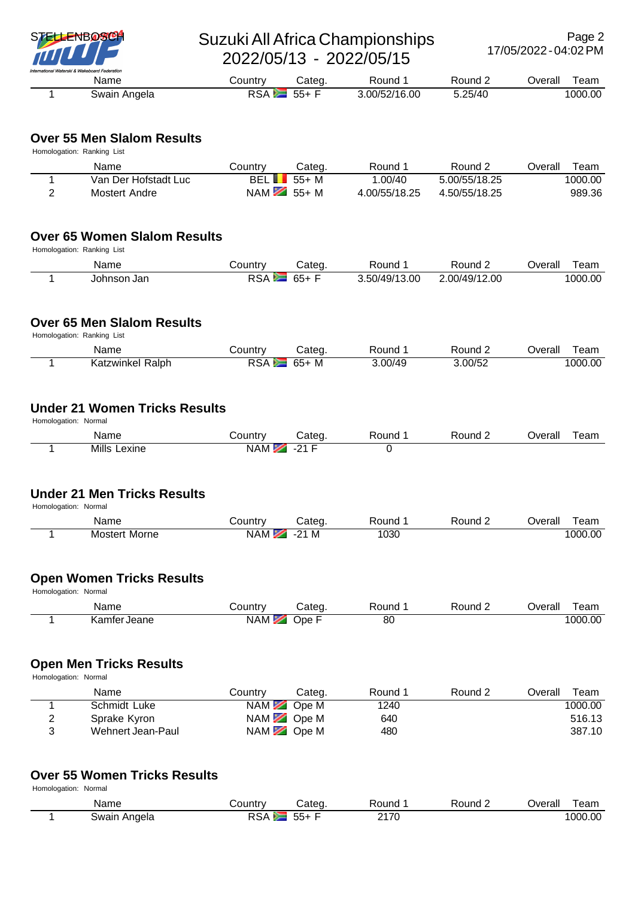# Suzuki All Africa Championships 2022/05/13 - 2022/05/15

| | Name | Country | Categ. | Round 1 | Round 2 | Overall | Team |
|---|---|---|---|---|---|---|---|
| 1 | Swain Angela | RSA | 55+ F | 3.00/52/16.00 | 5.25/40 | | 1000.00 |

## Over 55 Men Slalom Results

Homologation: Ranking List

| | Name | Country | Categ. | Round 1 | Round 2 | Overall | Team |
|---|---|---|---|---|---|---|---|
| 1 | Van Der Hofstadt Luc | BEL | 55+ M | 1.00/40 | 5.00/55/18.25 | | 1000.00 |
| 2 | Mostert Andre | NAM | 55+ M | 4.00/55/18.25 | 4.50/55/18.25 | | 989.36 |

## Over 65 Women Slalom Results

Homologation: Ranking List

| | Name | Country | Categ. | Round 1 | Round 2 | Overall | Team |
|---|---|---|---|---|---|---|---|
| 1 | Johnson Jan | RSA | 65+ F | 3.50/49/13.00 | 2.00/49/12.00 | | 1000.00 |

## Over 65 Men Slalom Results

Homologation: Ranking List

| | Name | Country | Categ. | Round 1 | Round 2 | Overall | Team |
|---|---|---|---|---|---|---|---|
| 1 | Katzwinkel Ralph | RSA | 65+ M | 3.00/49 | 3.00/52 | | 1000.00 |

## Under 21 Women Tricks Results

Homologation: Normal

| | Name | Country | Categ. | Round 1 | Round 2 | Overall | Team |
|---|---|---|---|---|---|---|---|
| 1 | Mills Lexine | NAM | -21 F | 0 | | | |

## Under 21 Men Tricks Results

Homologation: Normal

| | Name | Country | Categ. | Round 1 | Round 2 | Overall | Team |
|---|---|---|---|---|---|---|---|
| 1 | Mostert Morne | NAM | -21 M | 1030 | | | 1000.00 |

## Open Women Tricks Results

Homologation: Normal

| | Name | Country | Categ. | Round 1 | Round 2 | Overall | Team |
|---|---|---|---|---|---|---|---|
| 1 | Kamfer Jeane | NAM | Ope F | 80 | | | 1000.00 |

## Open Men Tricks Results

Homologation: Normal

| | Name | Country | Categ. | Round 1 | Round 2 | Overall | Team |
|---|---|---|---|---|---|---|---|
| 1 | Schmidt Luke | NAM | Ope M | 1240 | | | 1000.00 |
| 2 | Sprake Kyron | NAM | Ope M | 640 | | | 516.13 |
| 3 | Wehnert Jean-Paul | NAM | Ope M | 480 | | | 387.10 |

## Over 55 Women Tricks Results

Homologation: Normal

| | Name | Country | Categ. | Round 1 | Round 2 | Overall | Team |
|---|---|---|---|---|---|---|---|
| 1 | Swain Angela | RSA | 55+ F | 2170 | | | 1000.00 |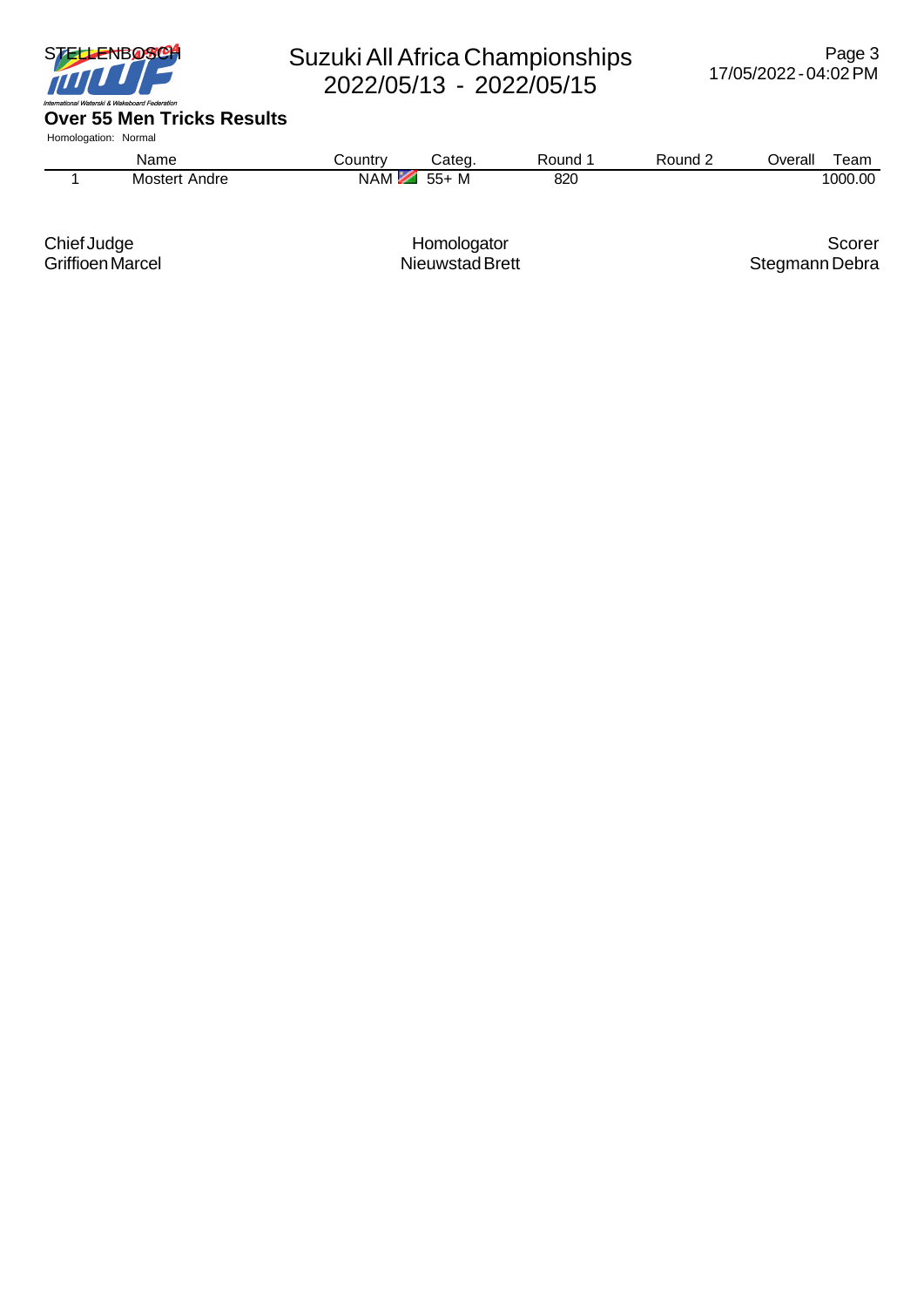# Suzuki All Africa Championships
## 2022/05/13 - 2022/05/15

17/05/2022 - 04:02 PM

### Over 55 Men Tricks Results

Homologation: Normal

| | Name | Country | Categ. | Round 1 | Round 2 | Overall | Team |
|---|---|---|---|---|---|---|---|
| 1 | Mostert Andre | NAM | 55+ M | 820 | | | 1000.00 |

Chief Judge
Griffioen Marcel

Homologator
Nieuwstad Brett

Scorer
Stegmann Debra